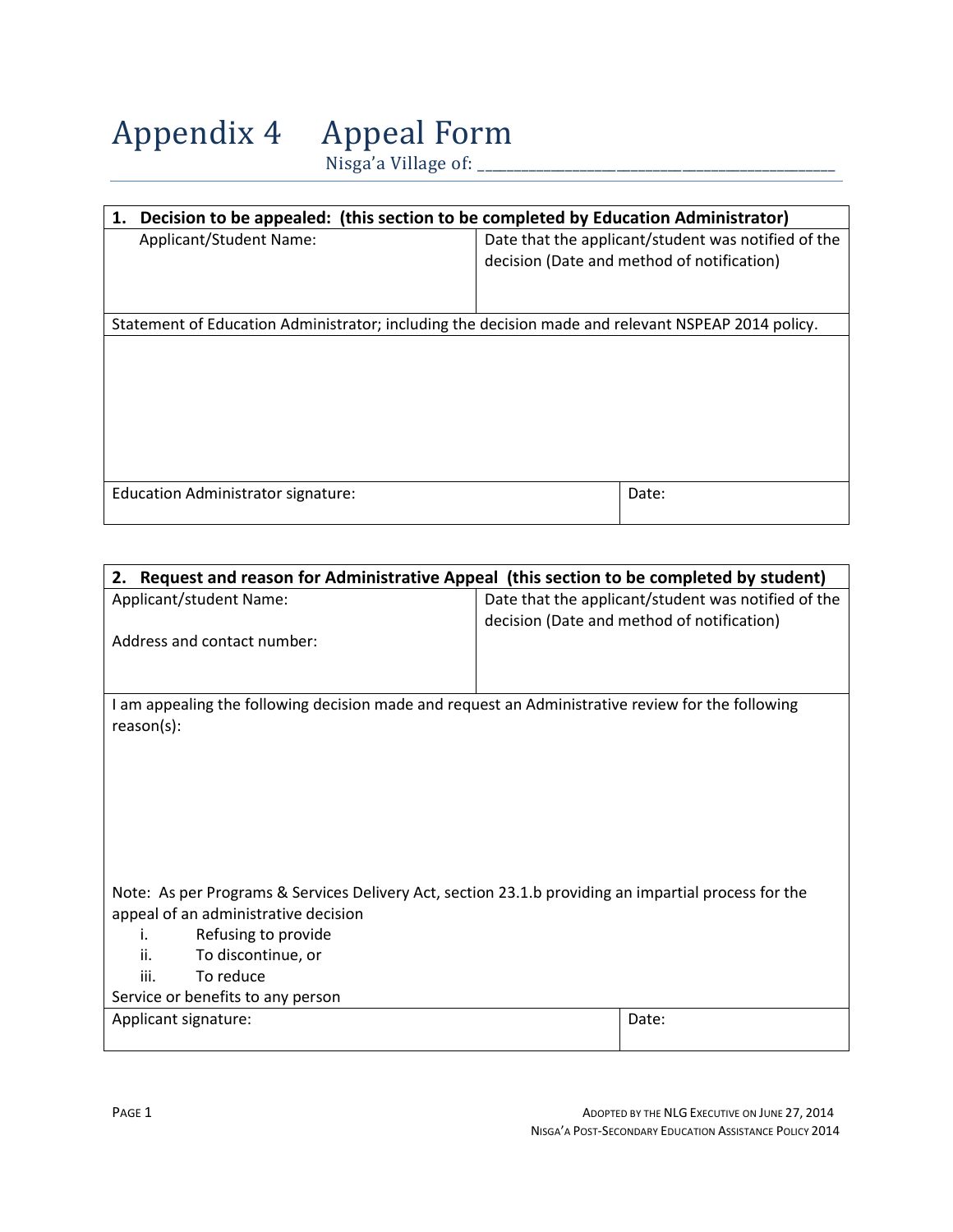# Appendix 4 Appeal Form

Nisga'a Village of: ______________________________________________

| 1. Decision to be appealed: (this section to be completed by Education Administrator) | |
|---|---|
| Applicant/Student Name: | Date that the applicant/student was notified of the decision (Date and method of notification) |
| Statement of Education Administrator; including the decision made and relevant NSPEAP 2014 policy. | |
| | |
| Education Administrator signature: | Date: |

| 2. Request and reason for Administrative Appeal (this section to be completed by student) | |
|---|---|
| Applicant/student Name:<br><br>Address and contact number: | Date that the applicant/student was notified of the decision (Date and method of notification) |
| I am appealing the following decision made and request an Administrative review for the following reason(s):<br><br>Note: As per Programs & Services Delivery Act, section 23.1.b providing an impartial process for the appeal of an administrative decision<br>i. Refusing to provide<br>ii. To discontinue, or<br>iii. To reduce<br>Service or benefits to any person | |
| Applicant signature: | Date: |

Adopted by the NLG Executive on June 27, 2014
Nisga'a Post-Secondary Education Assistance Policy 2014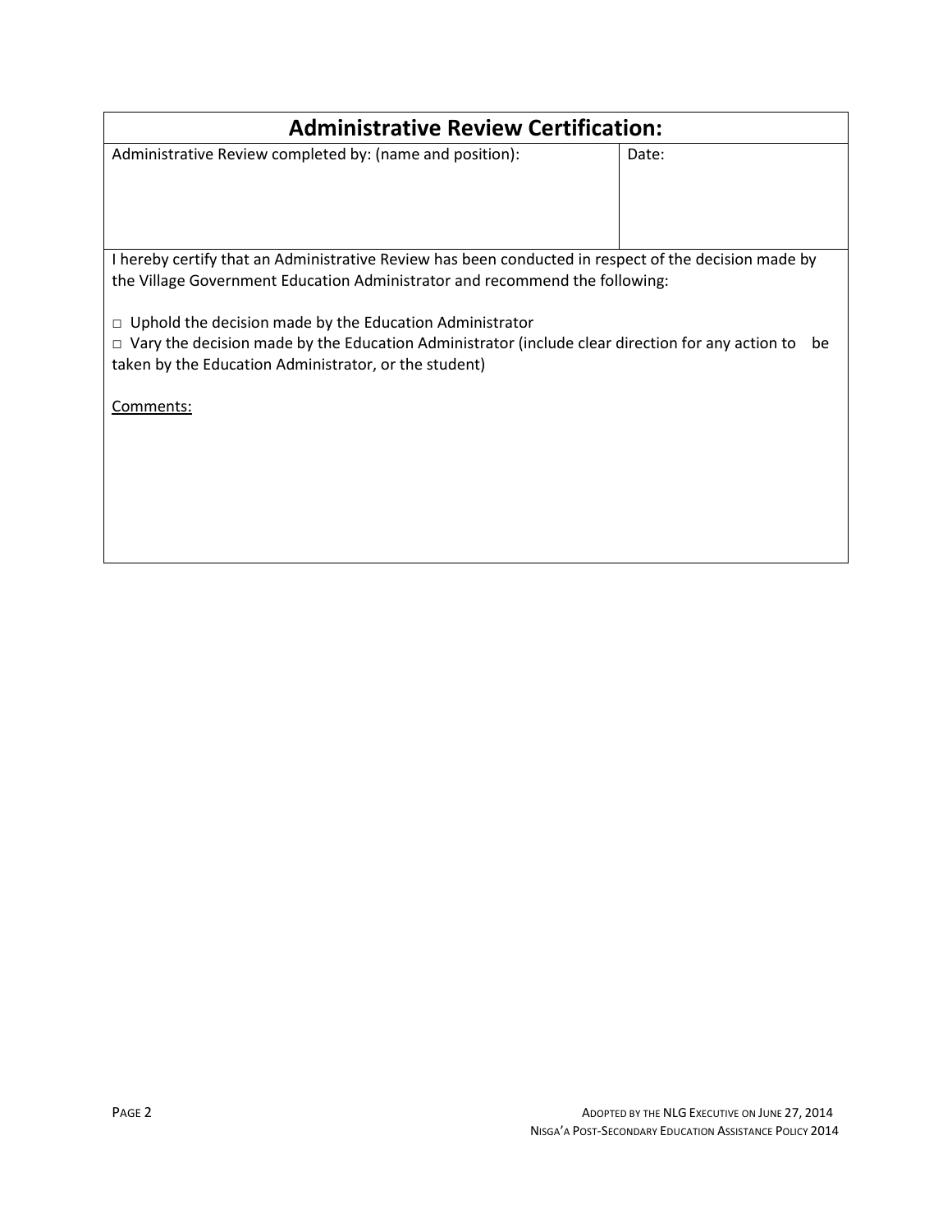## Administrative Review Certification:

| Administrative Review completed by: (name and position): | Date: |
|---|---|
| | |

I hereby certify that an Administrative Review has been conducted in respect of the decision made by the Village Government Education Administrator and recommend the following:

□ Uphold the decision made by the Education Administrator
□ Vary the decision made by the Education Administrator (include clear direction for any action to be taken by the Education Administrator, or the student)

<u>Comments:</u>